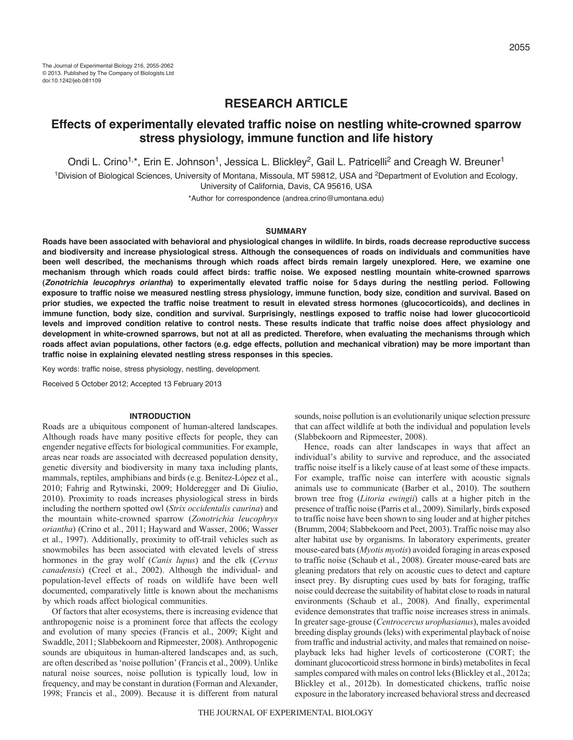The Journal of Experimental Biology 216, 2055-2062
© 2013. Published by The Company of Biologists Ltd
doi:10.1242/jeb.081109

## RESEARCH ARTICLE

# Effects of experimentally elevated traffic noise on nestling white-crowned sparrow stress physiology, immune function and life history

Ondi L. Crino[1,*], Erin E. Johnson[1], Jessica L. Blickley[2], Gail L. Patricelli[2] and Creagh W. Breuner[1]

[1]Division of Biological Sciences, University of Montana, Missoula, MT 59812, USA and [2]Department of Evolution and Ecology, University of California, Davis, CA 95616, USA

*Author for correspondence (andrea.crino@umontana.edu)

### SUMMARY

**Roads have been associated with behavioral and physiological changes in wildlife. In birds, roads decrease reproductive success and biodiversity and increase physiological stress. Although the consequences of roads on individuals and communities have been well described, the mechanisms through which roads affect birds remain largely unexplored. Here, we examine one mechanism through which roads could affect birds: traffic noise. We exposed nestling mountain white-crowned sparrows (*Zonotrichia leucophrys oriantha*) to experimentally elevated traffic noise for 5 days during the nestling period. Following exposure to traffic noise we measured nestling stress physiology, immune function, body size, condition and survival. Based on prior studies, we expected the traffic noise treatment to result in elevated stress hormones (glucocorticoids), and declines in immune function, body size, condition and survival. Surprisingly, nestlings exposed to traffic noise had lower glucocorticoid levels and improved condition relative to control nests. These results indicate that traffic noise does affect physiology and development in white-crowned sparrows, but not at all as predicted. Therefore, when evaluating the mechanisms through which roads affect avian populations, other factors (e.g. edge effects, pollution and mechanical vibration) may be more important than traffic noise in explaining elevated nestling stress responses in this species.**

Key words: traffic noise, stress physiology, nestling, development.

Received 5 October 2012; Accepted 13 February 2013

### INTRODUCTION

Roads are a ubiquitous component of human-altered landscapes. Although roads have many positive effects for people, they can engender negative effects for biological communities. For example, areas near roads are associated with decreased population density, genetic diversity and biodiversity in many taxa including plants, mammals, reptiles, amphibians and birds (e.g. Benítez-López et al., 2010; Fahrig and Rytwinski, 2009; Holderegger and Di Giulio, 2010). Proximity to roads increases physiological stress in birds including the northern spotted owl (*Strix occidentalis caurina*) and the mountain white-crowned sparrow (*Zonotrichia leucophrys oriantha*) (Crino et al., 2011; Hayward and Wasser, 2006; Wasser et al., 1997). Additionally, proximity to off-trail vehicles such as snowmobiles has been associated with elevated levels of stress hormones in the gray wolf (*Canis lupus*) and the elk (*Cervus canadensis*) (Creel et al., 2002). Although the individual- and population-level effects of roads on wildlife have been well documented, comparatively little is known about the mechanisms by which roads affect biological communities.

Of factors that alter ecosystems, there is increasing evidence that anthropogenic noise is a prominent force that affects the ecology and evolution of many species (Francis et al., 2009; Kight and Swaddle, 2011; Slabbekoorn and Ripmeester, 2008). Anthropogenic sounds are ubiquitous in human-altered landscapes and, as such, are often described as 'noise pollution' (Francis et al., 2009). Unlike natural noise sources, noise pollution is typically loud, low in frequency, and may be constant in duration (Forman and Alexander, 1998; Francis et al., 2009). Because it is different from natural sounds, noise pollution is an evolutionarily unique selection pressure that can affect wildlife at both the individual and population levels (Slabbekoorn and Ripmeester, 2008).

Hence, roads can alter landscapes in ways that affect an individual's ability to survive and reproduce, and the associated traffic noise itself is a likely cause of at least some of these impacts. For example, traffic noise can interfere with acoustic signals animals use to communicate (Barber et al., 2010). The southern brown tree frog (*Litoria ewingii*) calls at a higher pitch in the presence of traffic noise (Parris et al., 2009). Similarly, birds exposed to traffic noise have been shown to sing louder and at higher pitches (Brumm, 2004; Slabbekoorn and Peet, 2003). Traffic noise may also alter habitat use by organisms. In laboratory experiments, greater mouse-eared bats (*Myotis myotis*) avoided foraging in areas exposed to traffic noise (Schaub et al., 2008). Greater mouse-eared bats are gleaning predators that rely on acoustic cues to detect and capture insect prey. By disrupting cues used by bats for foraging, traffic noise could decrease the suitability of habitat close to roads in natural environments (Schaub et al., 2008). And finally, experimental evidence demonstrates that traffic noise increases stress in animals. In greater sage-grouse (*Centrocercus urophasianus*), males avoided breeding display grounds (leks) with experimental playback of noise from traffic and industrial activity, and males that remained on noise-playback leks had higher levels of corticosterone (CORT; the dominant glucocorticoid stress hormone in birds) metabolites in fecal samples compared with males on control leks (Blickley et al., 2012a; Blickley et al., 2012b). In domesticated chickens, traffic noise exposure in the laboratory increased behavioral stress and decreased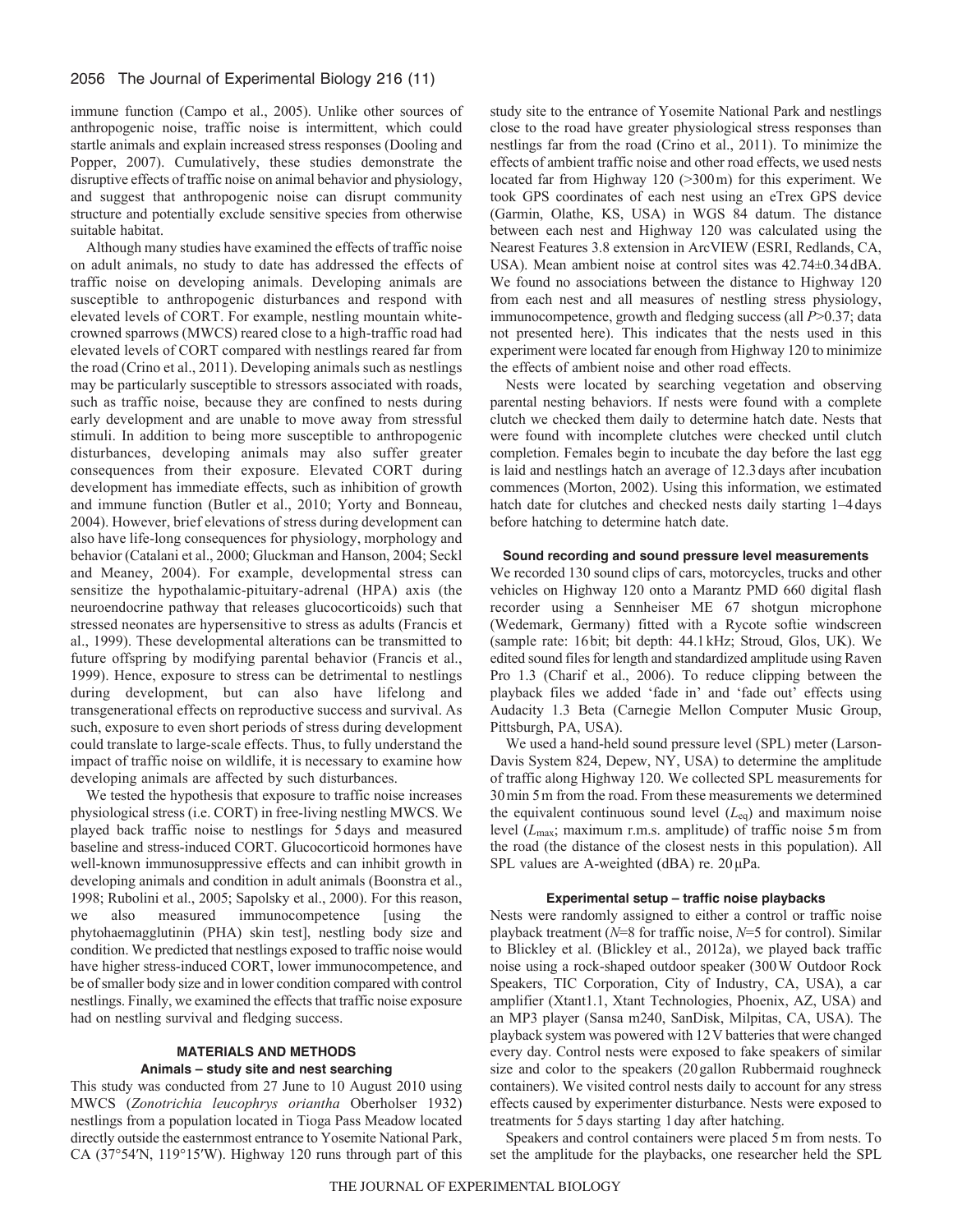immune function (Campo et al., 2005). Unlike other sources of anthropogenic noise, traffic noise is intermittent, which could startle animals and explain increased stress responses (Dooling and Popper, 2007). Cumulatively, these studies demonstrate the disruptive effects of traffic noise on animal behavior and physiology, and suggest that anthropogenic noise can disrupt community structure and potentially exclude sensitive species from otherwise suitable habitat.

Although many studies have examined the effects of traffic noise on adult animals, no study to date has addressed the effects of traffic noise on developing animals. Developing animals are susceptible to anthropogenic disturbances and respond with elevated levels of CORT. For example, nestling mountain white-crowned sparrows (MWCS) reared close to a high-traffic road had elevated levels of CORT compared with nestlings reared far from the road (Crino et al., 2011). Developing animals such as nestlings may be particularly susceptible to stressors associated with roads, such as traffic noise, because they are confined to nests during early development and are unable to move away from stressful stimuli. In addition to being more susceptible to anthropogenic disturbances, developing animals may also suffer greater consequences from their exposure. Elevated CORT during development has immediate effects, such as inhibition of growth and immune function (Butler et al., 2010; Yorty and Bonneau, 2004). However, brief elevations of stress during development can also have life-long consequences for physiology, morphology and behavior (Catalani et al., 2000; Gluckman and Hanson, 2004; Seckl and Meaney, 2004). For example, developmental stress can sensitize the hypothalamic-pituitary-adrenal (HPA) axis (the neuroendocrine pathway that releases glucocorticoids) such that stressed neonates are hypersensitive to stress as adults (Francis et al., 1999). These developmental alterations can be transmitted to future offspring by modifying parental behavior (Francis et al., 1999). Hence, exposure to stress can be detrimental to nestlings during development, but can also have lifelong and transgenerational effects on reproductive success and survival. As such, exposure to even short periods of stress during development could translate to large-scale effects. Thus, to fully understand the impact of traffic noise on wildlife, it is necessary to examine how developing animals are affected by such disturbances.

We tested the hypothesis that exposure to traffic noise increases physiological stress (i.e. CORT) in free-living nestling MWCS. We played back traffic noise to nestlings for 5 days and measured baseline and stress-induced CORT. Glucocorticoid hormones have well-known immunosuppressive effects and can inhibit growth in developing animals and condition in adult animals (Boonstra et al., 1998; Rubolini et al., 2005; Sapolsky et al., 2000). For this reason, we also measured immunocompetence [using the phytohaemagglutinin (PHA) skin test], nestling body size and condition. We predicted that nestlings exposed to traffic noise would have higher stress-induced CORT, lower immunocompetence, and be of smaller body size and in lower condition compared with control nestlings. Finally, we examined the effects that traffic noise exposure had on nestling survival and fledging success.

## MATERIALS AND METHODS

### Animals – study site and nest searching

This study was conducted from 27 June to 10 August 2010 using MWCS (*Zonotrichia leucophrys oriantha* Oberholser 1932) nestlings from a population located in Tioga Pass Meadow located directly outside the easternmost entrance to Yosemite National Park, CA (37°54′N, 119°15′W). Highway 120 runs through part of this study site to the entrance of Yosemite National Park and nestlings close to the road have greater physiological stress responses than nestlings far from the road (Crino et al., 2011). To minimize the effects of ambient traffic noise and other road effects, we used nests located far from Highway 120 (>300 m) for this experiment. We took GPS coordinates of each nest using an eTrex GPS device (Garmin, Olathe, KS, USA) in WGS 84 datum. The distance between each nest and Highway 120 was calculated using the Nearest Features 3.8 extension in ArcVIEW (ESRI, Redlands, CA, USA). Mean ambient noise at control sites was 42.74±0.34 dBA. We found no associations between the distance to Highway 120 from each nest and all measures of nestling stress physiology, immunocompetence, growth and fledging success (all $P>0.37$; data not presented here). This indicates that the nests used in this experiment were located far enough from Highway 120 to minimize the effects of ambient noise and other road effects.

Nests were located by searching vegetation and observing parental nesting behaviors. If nests were found with a complete clutch we checked them daily to determine hatch date. Nests that were found with incomplete clutches were checked until clutch completion. Females begin to incubate the day before the last egg is laid and nestlings hatch an average of 12.3 days after incubation commences (Morton, 2002). Using this information, we estimated hatch date for clutches and checked nests daily starting 1–4 days before hatching to determine hatch date.

### Sound recording and sound pressure level measurements

We recorded 130 sound clips of cars, motorcycles, trucks and other vehicles on Highway 120 onto a Marantz PMD 660 digital flash recorder using a Sennheiser ME 67 shotgun microphone (Wedemark, Germany) fitted with a Rycote softie windscreen (sample rate: 16 bit; bit depth: 44.1 kHz; Stroud, Glos, UK). We edited sound files for length and standardized amplitude using Raven Pro 1.3 (Charif et al., 2006). To reduce clipping between the playback files we added 'fade in' and 'fade out' effects using Audacity 1.3 Beta (Carnegie Mellon Computer Music Group, Pittsburgh, PA, USA).

We used a hand-held sound pressure level (SPL) meter (Larson-Davis System 824, Depew, NY, USA) to determine the amplitude of traffic along Highway 120. We collected SPL measurements for 30 min 5 m from the road. From these measurements we determined the equivalent continuous sound level ($L_{eq}$) and maximum noise level ($L_{max}$; maximum r.m.s. amplitude) of traffic noise 5 m from the road (the distance of the closest nests in this population). All SPL values are A-weighted (dBA) re. 20 μPa.

### Experimental setup – traffic noise playbacks

Nests were randomly assigned to either a control or traffic noise playback treatment ($N$=8 for traffic noise, $N$=5 for control). Similar to Blickley et al. (Blickley et al., 2012a), we played back traffic noise using a rock-shaped outdoor speaker (300 W Outdoor Rock Speakers, TIC Corporation, City of Industry, CA, USA), a car amplifier (Xtant1.1, Xtant Technologies, Phoenix, AZ, USA) and an MP3 player (Sansa m240, SanDisk, Milpitas, CA, USA). The playback system was powered with 12 V batteries that were changed every day. Control nests were exposed to fake speakers of similar size and color to the speakers (20 gallon Rubbermaid roughneck containers). We visited control nests daily to account for any stress effects caused by experimenter disturbance. Nests were exposed to treatments for 5 days starting 1 day after hatching.

Speakers and control containers were placed 5 m from nests. To set the amplitude for the playbacks, one researcher held the SPL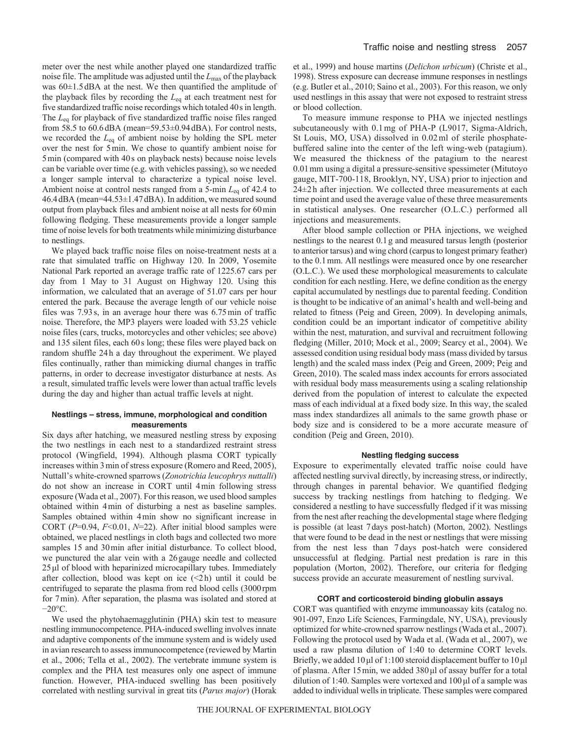meter over the nest while another played one standardized traffic noise file. The amplitude was adjusted until the $L_{max}$ of the playback was 60±1.5 dBA at the nest. We then quantified the amplitude of the playback files by recording the $L_{eq}$ at each treatment nest for five standardized traffic noise recordings which totaled 40 s in length. The $L_{eq}$ for playback of five standardized traffic noise files ranged from 58.5 to 60.6 dBA (mean=59.53±0.94 dBA). For control nests, we recorded the $L_{eq}$ of ambient noise by holding the SPL meter over the nest for 5 min. We chose to quantify ambient noise for 5 min (compared with 40 s on playback nests) because noise levels can be variable over time (e.g. with vehicles passing), so we needed a longer sample interval to characterize a typical noise level. Ambient noise at control nests ranged from a 5-min $L_{eq}$ of 42.4 to 46.4 dBA (mean=44.53±1.47 dBA). In addition, we measured sound output from playback files and ambient noise at all nests for 60 min following fledging. These measurements provide a longer sample time of noise levels for both treatments while minimizing disturbance to nestlings.

We played back traffic noise files on noise-treatment nests at a rate that simulated traffic on Highway 120. In 2009, Yosemite National Park reported an average traffic rate of 1225.67 cars per day from 1 May to 31 August on Highway 120. Using this information, we calculated that an average of 51.07 cars per hour entered the park. Because the average length of our vehicle noise files was 7.93 s, in an average hour there was 6.75 min of traffic noise. Therefore, the MP3 players were loaded with 53.25 vehicle noise files (cars, trucks, motorcycles and other vehicles; see above) and 135 silent files, each 60 s long; these files were played back on random shuffle 24 h a day throughout the experiment. We played files continually, rather than mimicking diurnal changes in traffic patterns, in order to decrease investigator disturbance at nests. As a result, simulated traffic levels were lower than actual traffic levels during the day and higher than actual traffic levels at night.

#### Nestlings – stress, immune, morphological and condition measurements

Six days after hatching, we measured nestling stress by exposing the two nestlings in each nest to a standardized restraint stress protocol (Wingfield, 1994). Although plasma CORT typically increases within 3 min of stress exposure (Romero and Reed, 2005), Nuttall's white-crowned sparrows (*Zonotrichia leucophrys nuttalli*) do not show an increase in CORT until 4 min following stress exposure (Wada et al., 2007). For this reason, we used blood samples obtained within 4 min of disturbing a nest as baseline samples. Samples obtained within 4 min show no significant increase in CORT ($P$=0.94, $F$<0.01, $N$=22). After initial blood samples were obtained, we placed nestlings in cloth bags and collected two more samples 15 and 30 min after initial disturbance. To collect blood, we punctured the alar vein with a 26 gauge needle and collected 25 μl of blood with heparinized microcapillary tubes. Immediately after collection, blood was kept on ice (<2 h) until it could be centrifuged to separate the plasma from red blood cells (3000 rpm for 7 min). After separation, the plasma was isolated and stored at −20°C.

We used the phytohaemagglutinin (PHA) skin test to measure nestling immunocompetence. PHA-induced swelling involves innate and adaptive components of the immune system and is widely used in avian research to assess immunocompetence (reviewed by Martin et al., 2006; Tella et al., 2002). The vertebrate immune system is complex and the PHA test measures only one aspect of immune function. However, PHA-induced swelling has been positively correlated with nestling survival in great tits (*Parus major*) (Horak et al., 1999) and house martins (*Delichon urbicum*) (Christe et al., 1998). Stress exposure can decrease immune responses in nestlings (e.g. Butler et al., 2010; Saino et al., 2003). For this reason, we only used nestlings in this assay that were not exposed to restraint stress or blood collection.

To measure immune response to PHA we injected nestlings subcutaneously with 0.1 mg of PHA-P (L9017, Sigma-Aldrich, St Louis, MO, USA) dissolved in 0.02 ml of sterile phosphate-buffered saline into the center of the left wing-web (patagium). We measured the thickness of the patagium to the nearest 0.01 mm using a digital a pressure-sensitive spessimeter (Mitutoyo gauge, MIT-700-118, Brooklyn, NY, USA) prior to injection and 24±2 h after injection. We collected three measurements at each time point and used the average value of these three measurements in statistical analyses. One researcher (O.L.C.) performed all injections and measurements.

After blood sample collection or PHA injections, we weighed nestlings to the nearest 0.1 g and measured tarsus length (posterior to anterior tarsus) and wing chord (carpus to longest primary feather) to the 0.1 mm. All nestlings were measured once by one researcher (O.L.C.). We used these morphological measurements to calculate condition for each nestling. Here, we define condition as the energy capital accumulated by nestlings due to parental feeding. Condition is thought to be indicative of an animal's health and well-being and related to fitness (Peig and Green, 2009). In developing animals, condition could be an important indicator of competitive ability within the nest, maturation, and survival and recruitment following fledging (Miller, 2010; Mock et al., 2009; Searcy et al., 2004). We assessed condition using residual body mass (mass divided by tarsus length) and the scaled mass index (Peig and Green, 2009; Peig and Green, 2010). The scaled mass index accounts for errors associated with residual body mass measurements using a scaling relationship derived from the population of interest to calculate the expected mass of each individual at a fixed body size. In this way, the scaled mass index standardizes all animals to the same growth phase or body size and is considered to be a more accurate measure of condition (Peig and Green, 2010).

#### Nestling fledging success

Exposure to experimentally elevated traffic noise could have affected nestling survival directly, by increasing stress, or indirectly, through changes in parental behavior. We quantified fledging success by tracking nestlings from hatching to fledging. We considered a nestling to have successfully fledged if it was missing from the nest after reaching the developmental stage where fledging is possible (at least 7 days post-hatch) (Morton, 2002). Nestlings that were found to be dead in the nest or nestlings that were missing from the nest less than 7 days post-hatch were considered unsuccessful at fledging. Partial nest predation is rare in this population (Morton, 2002). Therefore, our criteria for fledging success provide an accurate measurement of nestling survival.

#### CORT and corticosteroid binding globulin assays

CORT was quantified with enzyme immunoassay kits (catalog no. 901-097, Enzo Life Sciences, Farmingdale, NY, USA), previously optimized for white-crowned sparrow nestlings (Wada et al., 2007). Following the protocol used by Wada et al. (Wada et al., 2007), we used a raw plasma dilution of 1:40 to determine CORT levels. Briefly, we added 10 μl of 1:100 steroid displacement buffer to 10 μl of plasma. After 15 min, we added 380 μl of assay buffer for a total dilution of 1:40. Samples were vortexed and 100 μl of a sample was added to individual wells in triplicate. These samples were compared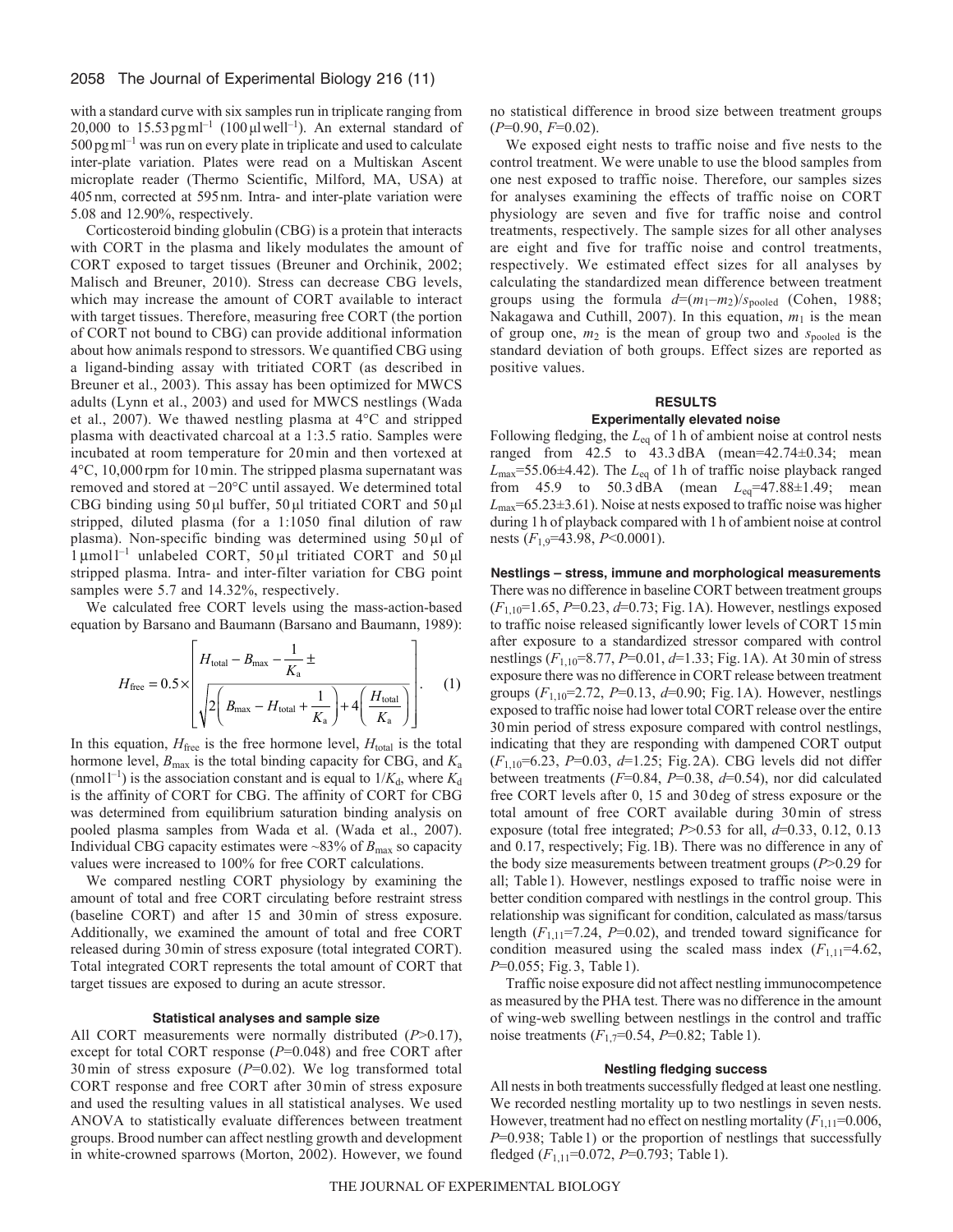with a standard curve with six samples run in triplicate ranging from 20,000 to 15.53 pg ml$^{-1}$ (100 μl well$^{-1}$). An external standard of 500 pg ml$^{-1}$ was run on every plate in triplicate and used to calculate inter-plate variation. Plates were read on a Multiskan Ascent microplate reader (Thermo Scientific, Milford, MA, USA) at 405 nm, corrected at 595 nm. Intra- and inter-plate variation were 5.08 and 12.90%, respectively.

Corticosteroid binding globulin (CBG) is a protein that interacts with CORT in the plasma and likely modulates the amount of CORT exposed to target tissues (Breuner and Orchinik, 2002; Malisch and Breuner, 2010). Stress can decrease CBG levels, which may increase the amount of CORT available to interact with target tissues. Therefore, measuring free CORT (the portion of CORT not bound to CBG) can provide additional information about how animals respond to stressors. We quantified CBG using a ligand-binding assay with tritiated CORT (as described in Breuner et al., 2003). This assay has been optimized for MWCS adults (Lynn et al., 2003) and used for MWCS nestlings (Wada et al., 2007). We thawed nestling plasma at 4°C and stripped plasma with deactivated charcoal at a 1:3.5 ratio. Samples were incubated at room temperature for 20 min and then vortexed at 4°C, 10,000 rpm for 10 min. The stripped plasma supernatant was removed and stored at −20°C until assayed. We determined total CBG binding using 50 μl buffer, 50 μl tritiated CORT and 50 μl stripped, diluted plasma (for a 1:1050 final dilution of raw plasma). Non-specific binding was determined using 50 μl of 1 μmol l$^{-1}$ unlabeled CORT, 50 μl tritiated CORT and 50 μl stripped plasma. Intra- and inter-filter variation for CBG point samples were 5.7 and 14.32%, respectively.

We calculated free CORT levels using the mass-action-based equation by Barsano and Baumann (Barsano and Baumann, 1989):

$$H_{\text{free}} = 0.5 \times \left[ H_{\text{total}} - B_{\text{max}} - \frac{1}{K_\text{a}} \pm \sqrt{2\left(B_{\text{max}} - H_{\text{total}} + \frac{1}{K_\text{a}}\right) + 4\left(\frac{H_{\text{total}}}{K_\text{a}}\right)} \right]. \quad (1)$$

In this equation, $H_{\text{free}}$ is the free hormone level, $H_{\text{total}}$ is the total hormone level, $B_{\text{max}}$ is the total binding capacity for CBG, and $K_\text{a}$ (nmol l$^{-1}$) is the association constant and is equal to $1/K_\text{d}$, where $K_\text{d}$ is the affinity of CORT for CBG. The affinity of CORT for CBG was determined from equilibrium saturation binding analysis on pooled plasma samples from Wada et al. (Wada et al., 2007). Individual CBG capacity estimates were ~83% of $B_{\text{max}}$ so capacity values were increased to 100% for free CORT calculations.

We compared nestling CORT physiology by examining the amount of total and free CORT circulating before restraint stress (baseline CORT) and after 15 and 30 min of stress exposure. Additionally, we examined the amount of total and free CORT released during 30 min of stress exposure (total integrated CORT). Total integrated CORT represents the total amount of CORT that target tissues are exposed to during an acute stressor.

### Statistical analyses and sample size

All CORT measurements were normally distributed ($P$>0.17), except for total CORT response ($P$=0.048) and free CORT after 30 min of stress exposure ($P$=0.02). We log transformed total CORT response and free CORT after 30 min of stress exposure and used the resulting values in all statistical analyses. We used ANOVA to statistically evaluate differences between treatment groups. Brood number can affect nestling growth and development in white-crowned sparrows (Morton, 2002). However, we found no statistical difference in brood size between treatment groups ($P$=0.90, $F$=0.02).

We exposed eight nests to traffic noise and five nests to the control treatment. We were unable to use the blood samples from one nest exposed to traffic noise. Therefore, our samples sizes for analyses examining the effects of traffic noise on CORT physiology are seven and five for traffic noise and control treatments, respectively. The sample sizes for all other analyses are eight and five for traffic noise and control treatments, respectively. We estimated effect sizes for all analyses by calculating the standardized mean difference between treatment groups using the formula $d=(m_1-m_2)/s_{\text{pooled}}$ (Cohen, 1988; Nakagawa and Cuthill, 2007). In this equation, $m_1$ is the mean of group one, $m_2$ is the mean of group two and $s_{\text{pooled}}$ is the standard deviation of both groups. Effect sizes are reported as positive values.

## RESULTS

### Experimentally elevated noise

Following fledging, the $L_{\text{eq}}$ of 1 h of ambient noise at control nests ranged from 42.5 to 43.3 dBA (mean=42.74±0.34; mean $L_{\text{max}}$=55.06±4.42). The $L_{\text{eq}}$ of 1 h of traffic noise playback ranged from 45.9 to 50.3 dBA (mean $L_{\text{eq}}$=47.88±1.49; mean $L_{\text{max}}$=65.23±3.61). Noise at nests exposed to traffic noise was higher during 1 h of playback compared with 1 h of ambient noise at control nests ($F_{1,9}$=43.98, $P$<0.0001).

### Nestlings – stress, immune and morphological measurements

There was no difference in baseline CORT between treatment groups ($F_{1,10}$=1.65, $P$=0.23, $d$=0.73; Fig. 1A). However, nestlings exposed to traffic noise released significantly lower levels of CORT 15 min after exposure to a standardized stressor compared with control nestlings ($F_{1,10}$=8.77, $P$=0.01, $d$=1.33; Fig. 1A). At 30 min of stress exposure there was no difference in CORT release between treatment groups ($F_{1,10}$=2.72, $P$=0.13, $d$=0.90; Fig. 1A). However, nestlings exposed to traffic noise had lower total CORT release over the entire 30 min period of stress exposure compared with control nestlings, indicating that they are responding with dampened CORT output ($F_{1,10}$=6.23, $P$=0.03, $d$=1.25; Fig. 2A). CBG levels did not differ between treatments ($F$=0.84, $P$=0.38, $d$=0.54), nor did calculated free CORT levels after 0, 15 and 30 deg of stress exposure or the total amount of free CORT available during 30 min of stress exposure (total free integrated; $P$>0.53 for all, $d$=0.33, 0.12, 0.13 and 0.17, respectively; Fig. 1B). There was no difference in any of the body size measurements between treatment groups ($P$>0.29 for all; Table 1). However, nestlings exposed to traffic noise were in better condition compared with nestlings in the control group. This relationship was significant for condition, calculated as mass/tarsus length ($F_{1,11}$=7.24, $P$=0.02), and trended toward significance for condition measured using the scaled mass index ($F_{1,11}$=4.62, $P$=0.055; Fig. 3, Table 1).

Traffic noise exposure did not affect nestling immunocompetence as measured by the PHA test. There was no difference in the amount of wing-web swelling between nestlings in the control and traffic noise treatments ($F_{1,7}$=0.54, $P$=0.82; Table 1).

### Nestling fledging success

All nests in both treatments successfully fledged at least one nestling. We recorded nestling mortality up to two nestlings in seven nests. However, treatment had no effect on nestling mortality ($F_{1,11}$=0.006, $P$=0.938; Table 1) or the proportion of nestlings that successfully fledged ($F_{1,11}$=0.072, $P$=0.793; Table 1).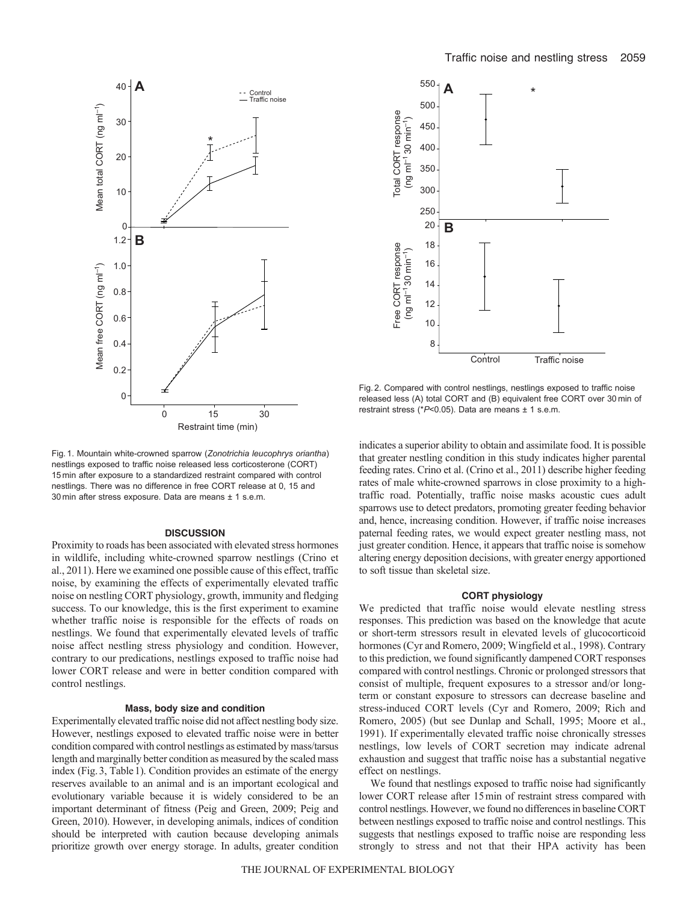Fig. 1. Mountain white-crowned sparrow (*Zonotrichia leucophrys oriantha*) nestlings exposed to traffic noise released less corticosterone (CORT) 15 min after exposure to a standardized restraint compared with control nestlings. There was no difference in free CORT release at 0, 15 and 30 min after stress exposure. Data are means ± 1 s.e.m.

Fig. 2. Compared with control nestlings, nestlings exposed to traffic noise released less (A) total CORT and (B) equivalent free CORT over 30 min of restraint stress (*$P<0.05$). Data are means ± 1 s.e.m.

## DISCUSSION

Proximity to roads has been associated with elevated stress hormones in wildlife, including white-crowned sparrow nestlings (Crino et al., 2011). Here we examined one possible cause of this effect, traffic noise, by examining the effects of experimentally elevated traffic noise on nestling CORT physiology, growth, immunity and fledging success. To our knowledge, this is the first experiment to examine whether traffic noise is responsible for the effects of roads on nestlings. We found that experimentally elevated levels of traffic noise affect nestling stress physiology and condition. However, contrary to our predications, nestlings exposed to traffic noise had lower CORT release and were in better condition compared with control nestlings.

### Mass, body size and condition

Experimentally elevated traffic noise did not affect nestling body size. However, nestlings exposed to elevated traffic noise were in better condition compared with control nestlings as estimated by mass/tarsus length and marginally better condition as measured by the scaled mass index (Fig. 3, Table 1). Condition provides an estimate of the energy reserves available to an animal and is an important ecological and evolutionary variable because it is widely considered to be an important determinant of fitness (Peig and Green, 2009; Peig and Green, 2010). However, in developing animals, indices of condition should be interpreted with caution because developing animals prioritize growth over energy storage. In adults, greater condition indicates a superior ability to obtain and assimilate food. It is possible that greater nestling condition in this study indicates higher parental feeding rates. Crino et al. (Crino et al., 2011) describe higher feeding rates of male white-crowned sparrows in close proximity to a high-traffic road. Potentially, traffic noise masks acoustic cues adult sparrows use to detect predators, promoting greater feeding behavior and, hence, increasing condition. However, if traffic noise increases paternal feeding rates, we would expect greater nestling mass, not just greater condition. Hence, it appears that traffic noise is somehow altering energy deposition decisions, with greater energy apportioned to soft tissue than skeletal size.

### CORT physiology

We predicted that traffic noise would elevate nestling stress responses. This prediction was based on the knowledge that acute or short-term stressors result in elevated levels of glucocorticoid hormones (Cyr and Romero, 2009; Wingfield et al., 1998). Contrary to this prediction, we found significantly dampened CORT responses compared with control nestlings. Chronic or prolonged stressors that consist of multiple, frequent exposures to a stressor and/or long-term or constant exposure to stressors can decrease baseline and stress-induced CORT levels (Cyr and Romero, 2009; Rich and Romero, 2005) (but see Dunlap and Schall, 1995; Moore et al., 1991). If experimentally elevated traffic noise chronically stresses nestlings, low levels of CORT secretion may indicate adrenal exhaustion and suggest that traffic noise has a substantial negative effect on nestlings.

We found that nestlings exposed to traffic noise had significantly lower CORT release after 15 min of restraint stress compared with control nestlings. However, we found no differences in baseline CORT between nestlings exposed to traffic noise and control nestlings. This suggests that nestlings exposed to traffic noise are responding less strongly to stress and not that their HPA activity has been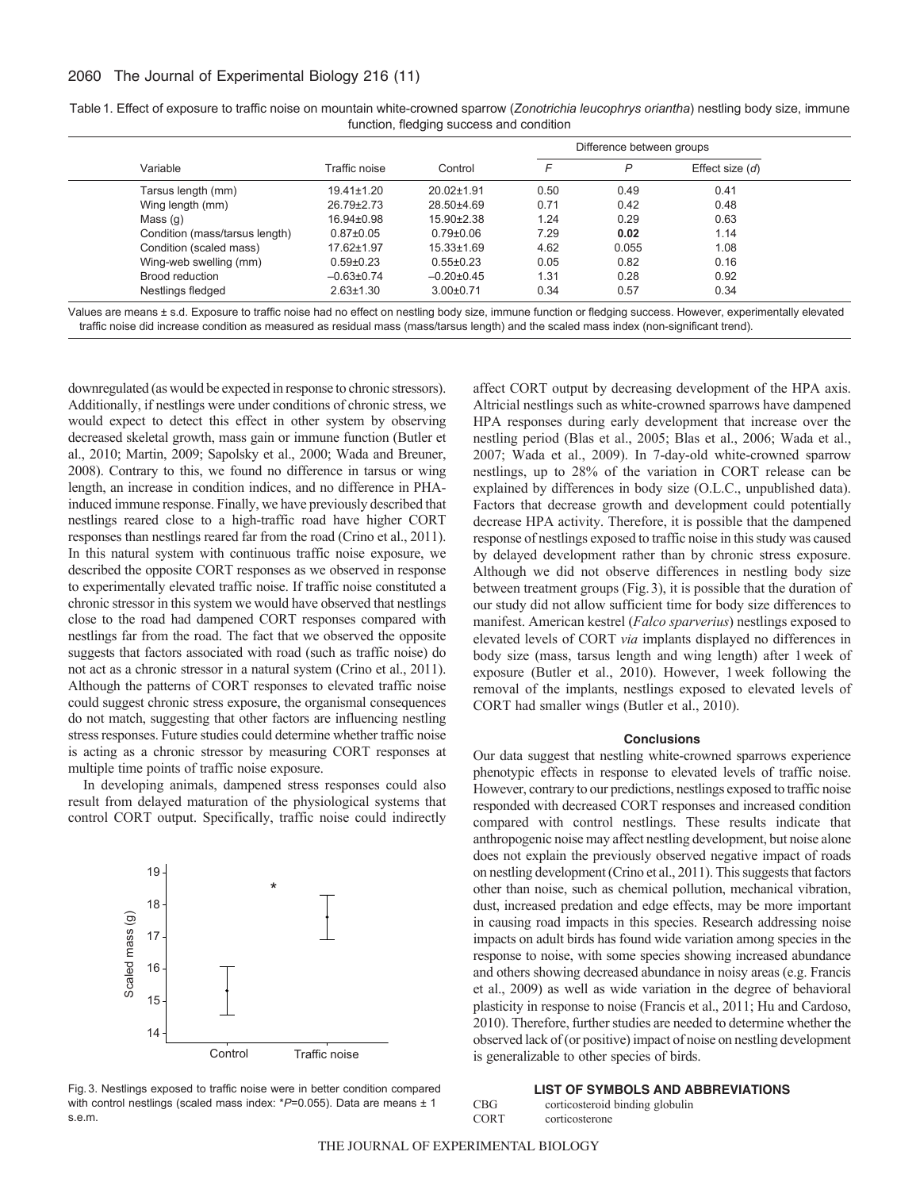Table 1. Effect of exposure to traffic noise on mountain white-crowned sparrow (*Zonotrichia leucophrys oriantha*) nestling body size, immune function, fledging success and condition

| Variable | Traffic noise | Control | Difference between groups | | |
|---|---|---|---|---|---|
| | | | *F* | *P* | Effect size (*d*) |
| Tarsus length (mm) | 19.41±1.20 | 20.02±1.91 | 0.50 | 0.49 | 0.41 |
| Wing length (mm) | 26.79±2.73 | 28.50±4.69 | 0.71 | 0.42 | 0.48 |
| Mass (g) | 16.94±0.98 | 15.90±2.38 | 1.24 | 0.29 | 0.63 |
| Condition (mass/tarsus length) | 0.87±0.05 | 0.79±0.06 | 7.29 | **0.02** | 1.14 |
| Condition (scaled mass) | 17.62±1.97 | 15.33±1.69 | 4.62 | 0.055 | 1.08 |
| Wing-web swelling (mm) | 0.59±0.23 | 0.55±0.23 | 0.05 | 0.82 | 0.16 |
| Brood reduction | −0.63±0.74 | −0.20±0.45 | 1.31 | 0.28 | 0.92 |
| Nestlings fledged | 2.63±1.30 | 3.00±0.71 | 0.34 | 0.57 | 0.34 |

Values are means ± s.d. Exposure to traffic noise had no effect on nestling body size, immune function or fledging success. However, experimentally elevated traffic noise did increase condition as measured as residual mass (mass/tarsus length) and the scaled mass index (non-significant trend).

downregulated (as would be expected in response to chronic stressors). Additionally, if nestlings were under conditions of chronic stress, we would expect to detect this effect in other system by observing decreased skeletal growth, mass gain or immune function (Butler et al., 2010; Martin, 2009; Sapolsky et al., 2000; Wada and Breuner, 2008). Contrary to this, we found no difference in tarsus or wing length, an increase in condition indices, and no difference in PHA-induced immune response. Finally, we have previously described that nestlings reared close to a high-traffic road have higher CORT responses than nestlings reared far from the road (Crino et al., 2011). In this natural system with continuous traffic noise exposure, we described the opposite CORT responses as we observed in response to experimentally elevated traffic noise. If traffic noise constituted a chronic stressor in this system we would have observed that nestlings close to the road had dampened CORT responses compared with nestlings far from the road. The fact that we observed the opposite suggests that factors associated with road (such as traffic noise) do not act as a chronic stressor in a natural system (Crino et al., 2011). Although the patterns of CORT responses to elevated traffic noise could suggest chronic stress exposure, the organismal consequences do not match, suggesting that other factors are influencing nestling stress responses. Future studies could determine whether traffic noise is acting as a chronic stressor by measuring CORT responses at multiple time points of traffic noise exposure.

In developing animals, dampened stress responses could also result from delayed maturation of the physiological systems that control CORT output. Specifically, traffic noise could indirectly affect CORT output by decreasing development of the HPA axis. Altricial nestlings such as white-crowned sparrows have dampened HPA responses during early development that increase over the nestling period (Blas et al., 2005; Blas et al., 2006; Wada et al., 2007; Wada et al., 2009). In 7-day-old white-crowned sparrow nestlings, up to 28% of the variation in CORT release can be explained by differences in body size (O.L.C., unpublished data). Factors that decrease growth and development could potentially decrease HPA activity. Therefore, it is possible that the dampened response of nestlings exposed to traffic noise in this study was caused by delayed development rather than by chronic stress exposure. Although we did not observe differences in nestling body size between treatment groups (Fig. 3), it is possible that the duration of our study did not allow sufficient time for body size differences to manifest. American kestrel (*Falco sparverius*) nestlings exposed to elevated levels of CORT *via* implants displayed no differences in body size (mass, tarsus length and wing length) after 1 week of exposure (Butler et al., 2010). However, 1 week following the removal of the implants, nestlings exposed to elevated levels of CORT had smaller wings (Butler et al., 2010).

Fig. 3. Nestlings exposed to traffic noise were in better condition compared with control nestlings (scaled mass index: \*$P$=0.055). Data are means ± 1 s.e.m.

## Conclusions

Our data suggest that nestling white-crowned sparrows experience phenotypic effects in response to elevated levels of traffic noise. However, contrary to our predictions, nestlings exposed to traffic noise responded with decreased CORT responses and increased condition compared with control nestlings. These results indicate that anthropogenic noise may affect nestling development, but noise alone does not explain the previously observed negative impact of roads on nestling development (Crino et al., 2011). This suggests that factors other than noise, such as chemical pollution, mechanical vibration, dust, increased predation and edge effects, may be more important in causing road impacts in this species. Research addressing noise impacts on adult birds has found wide variation among species in the response to noise, with some species showing increased abundance and others showing decreased abundance in noisy areas (e.g. Francis et al., 2009) as well as wide variation in the degree of behavioral plasticity in response to noise (Francis et al., 2011; Hu and Cardoso, 2010). Therefore, further studies are needed to determine whether the observed lack of (or positive) impact of noise on nestling development is generalizable to other species of birds.

## LIST OF SYMBOLS AND ABBREVIATIONS

| | |
|---|---|
| CBG | corticosteroid binding globulin |
| CORT | corticosterone |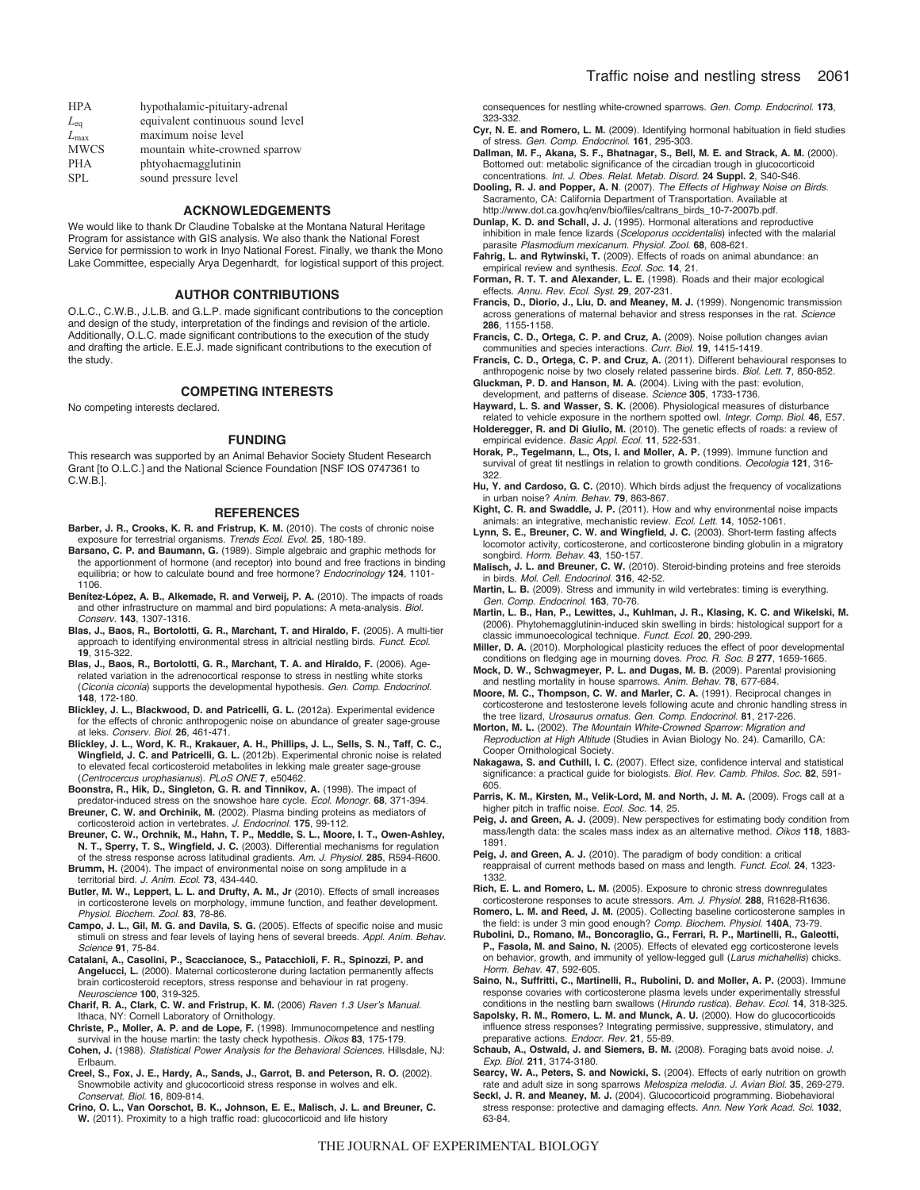| | |
|---|---|
| HPA | hypothalamic-pituitary-adrenal |
| $L_{eq}$ | equivalent continuous sound level |
| $L_{max}$ | maximum noise level |
| MWCS | mountain white-crowned sparrow |
| PHA | phtyohaemagglutinin |
| SPL | sound pressure level |

## ACKNOWLEDGEMENTS

We would like to thank Dr Claudine Tobalske at the Montana Natural Heritage Program for assistance with GIS analysis. We also thank the National Forest Service for permission to work in Inyo National Forest. Finally, we thank the Mono Lake Committee, especially Arya Degenhardt, for logistical support of this project.

## AUTHOR CONTRIBUTIONS

O.L.C., C.W.B., J.L.B. and G.L.P. made significant contributions to the conception and design of the study, interpretation of the findings and revision of the article. Additionally, O.L.C. made significant contributions to the execution of the study and drafting the article. E.E.J. made significant contributions to the execution of the study.

## COMPETING INTERESTS

No competing interests declared.

## FUNDING

This research was supported by an Animal Behavior Society Student Research Grant [to O.L.C.] and the National Science Foundation [NSF IOS 0747361 to C.W.B.].

## REFERENCES

**Barber, J. R., Crooks, K. R. and Fristrup, K. M.** (2010). The costs of chronic noise exposure for terrestrial organisms. *Trends Ecol. Evol.* **25**, 180-189.

**Barsano, C. P. and Baumann, G.** (1989). Simple algebraic and graphic methods for the apportionment of hormone (and receptor) into bound and free fractions in binding equilibria; or how to calculate bound and free hormone? *Endocrinology* **124**, 1101-1106.

**Benítez-López, A. B., Alkemade, R. and Verweij, P. A.** (2010). The impacts of roads and other infrastructure on mammal and bird populations: A meta-analysis. *Biol. Conserv.* **143**, 1307-1316.

**Blas, J., Baos, R., Bortolotti, G. R., Marchant, T. and Hiraldo, F.** (2005). A multi-tier approach to identifying environmental stress in altricial nestling birds. *Funct. Ecol.* **19**, 315-322.

**Blas, J., Baos, R., Bortolotti, G. R., Marchant, T. A. and Hiraldo, F.** (2006). Age-related variation in the adrenocortical response to stress in nestling white storks (*Ciconia ciconia*) supports the developmental hypothesis. *Gen. Comp. Endocrinol.* **148**, 172-180.

**Blickley, J. L., Blackwood, D. and Patricelli, G. L.** (2012a). Experimental evidence for the effects of chronic anthropogenic noise on abundance of greater sage-grouse at leks. *Conserv. Biol.* **26**, 461-471.

**Blickley, J. L., Word, K. R., Krakauer, A. H., Phillips, J. L., Sells, S. N., Taff, C. C., Wingfield, J. C. and Patricelli, G. L.** (2012b). Experimental chronic noise is related to elevated fecal corticosteroid metabolites in lekking male greater sage-grouse (*Centrocercus urophasianus*). *PLoS ONE* **7**, e50462.

**Boonstra, R., Hik, D., Singleton, G. R. and Tinnikov, A.** (1998). The impact of predator-induced stress on the snowshoe hare cycle. *Ecol. Monogr.* **68**, 371-394.

**Breuner, C. W. and Orchinik, M.** (2002). Plasma binding proteins as mediators of corticosteroid action in vertebrates. *J. Endocrinol.* **175**, 99-112.

**Breuner, C. W., Orchinik, M., Hahn, T. P., Meddle, S. L., Moore, I. T., Owen-Ashley, N. T., Sperry, T. S., Wingfield, J. C.** (2003). Differential mechanisms for regulation of the stress response across latitudinal gradients. *Am. J. Physiol.* **285**, R594-R600.

**Brumm, H.** (2004). The impact of environmental noise on song amplitude in a territorial bird. *J. Anim. Ecol.* **73**, 434-440.

**Butler, M. W., Leppert, L. L. and Drufty, A. M., Jr** (2010). Effects of small increases in corticosterone levels on morphology, immune function, and feather development. *Physiol. Biochem. Zool.* **83**, 78-86.

**Campo, J. L., Gil, M. G. and Davila, S. G.** (2005). Effects of specific noise and music stimuli on stress and fear levels of laying hens of several breeds. *Appl. Anim. Behav. Science* **91**, 75-84.

**Catalani, A., Casolini, P., Scaccianoce, S., Patacchioli, F. R., Spinozzi, P. and Angelucci, L.** (2000). Maternal corticosterone during lactation permanently affects brain corticosteroid receptors, stress response and behaviour in rat progeny. *Neuroscience* **100**, 319-325.

**Charif, R. A., Clark, C. W. and Fristrup, K. M.** (2006) *Raven 1.3 User's Manual.* Ithaca, NY: Cornell Laboratory of Ornithology.

**Christe, P., Moller, A. P. and de Lope, F.** (1998). Immunocompetence and nestling survival in the house martin: the tasty check hypothesis. *Oikos* **83**, 175-179.

**Cohen, J.** (1988). *Statistical Power Analysis for the Behavioral Sciences.* Hillsdale, NJ: Erlbaum.

**Creel, S., Fox, J. E., Hardy, A., Sands, J., Garrot, B. and Peterson, R. O.** (2002). Snowmobile activity and glucocorticoid stress response in wolves and elk. *Conservat. Biol.* **16**, 809-814.

**Crino, O. L., Van Oorschot, B. K., Johnson, E. E., Malisch, J. L. and Breuner, C. W.** (2011). Proximity to a high traffic road: glucocorticoid and life history consequences for nestling white-crowned sparrows. *Gen. Comp. Endocrinol.* **173**, 323-332.

**Cyr, N. E. and Romero, L. M.** (2009). Identifying hormonal habituation in field studies of stress. *Gen. Comp. Endocrinol.* **161**, 295-303.

**Dallman, M. F., Akana, S. F., Bhatnagar, S., Bell, M. E. and Strack, A. M.** (2000). Bottomed out: metabolic significance of the circadian trough in glucocorticoid concentrations. *Int. J. Obes. Relat. Metab. Disord.* **24 Suppl. 2**, S40-S46.

**Dooling, R. J. and Popper, A. N**. (2007). *The Effects of Highway Noise on Birds.* Sacramento, CA: California Department of Transportation. Available at http://www.dot.ca.gov/hq/env/bio/files/caltrans_birds_10-7-2007b.pdf.

**Dunlap, K. D. and Schall, J. J.** (1995). Hormonal alterations and reproductive inhibition in male fence lizards (*Sceloporus occidentalis*) infected with the malarial parasite *Plasmodium mexicanum. Physiol. Zool.* **68**, 608-621.

**Fahrig, L. and Rytwinski, T.** (2009). Effects of roads on animal abundance: an empirical review and synthesis. *Ecol. Soc.* **14**, 21.

**Forman, R. T. T. and Alexander, L. E.** (1998). Roads and their major ecological effects. *Annu. Rev. Ecol. Syst.* **29**, 207-231.

**Francis, D., Diorio, J., Liu, D. and Meaney, M. J.** (1999). Nongenomic transmission across generations of maternal behavior and stress responses in the rat. *Science* **286**, 1155-1158.

**Francis, C. D., Ortega, C. P. and Cruz, A.** (2009). Noise pollution changes avian communities and species interactions. *Curr. Biol.* **19**, 1415-1419.

**Francis, C. D., Ortega, C. P. and Cruz, A.** (2011). Different behavioural responses to anthropogenic noise by two closely related passerine birds. *Biol. Lett.* **7**, 850-852.

**Gluckman, P. D. and Hanson, M. A.** (2004). Living with the past: evolution, development, and patterns of disease. *Science* **305**, 1733-1736.

**Hayward, L. S. and Wasser, S. K.** (2006). Physiological measures of disturbance related to vehicle exposure in the northern spotted owl. *Integr. Comp. Biol.* **46**, E57.

**Holderegger, R. and Di Giulio, M.** (2010). The genetic effects of roads: a review of empirical evidence. *Basic Appl. Ecol.* **11**, 522-531.

**Horak, P., Tegelmann, L., Ots, I. and Moller, A. P.** (1999). Immune function and survival of great tit nestlings in relation to growth conditions. *Oecologia* **121**, 316-322.

**Hu, Y. and Cardoso, G. C.** (2010). Which birds adjust the frequency of vocalizations in urban noise? *Anim. Behav.* **79**, 863-867.

**Kight, C. R. and Swaddle, J. P.** (2011). How and why environmental noise impacts animals: an integrative, mechanistic review. *Ecol. Lett.* **14**, 1052-1061.

**Lynn, S. E., Breuner, C. W. and Wingfield, J. C.** (2003). Short-term fasting affects locomotor activity, corticosterone, and corticosterone binding globulin in a migratory songbird. *Horm. Behav.* **43**, 150-157.

**Malisch, J. L. and Breuner, C. W.** (2010). Steroid-binding proteins and free steroids in birds. *Mol. Cell. Endocrinol.* **316**, 42-52.

**Martin, L. B.** (2009). Stress and immunity in wild vertebrates: timing is everything. *Gen. Comp. Endocrinol.* **163**, 70-76.

**Martin, L. B., Han, P., Lewittes, J., Kuhlman, J. R., Klasing, K. C. and Wikelski, M.** (2006). Phytohemagglutinin-induced skin swelling in birds: histological support for a classic immunoecological technique. *Funct. Ecol.* **20**, 290-299.

**Miller, D. A.** (2010). Morphological plasticity reduces the effect of poor developmental conditions on fledging age in mourning doves. *Proc. R. Soc. B* **277**, 1659-1665.

**Mock, D. W., Schwagmeyer, P. L. and Dugas, M. B.** (2009). Parental provisioning and nestling mortality in house sparrows. *Anim. Behav.* **78**, 677-684.

**Moore, M. C., Thompson, C. W. and Marler, C. A.** (1991). Reciprocal changes in corticosterone and testosterone levels following acute and chronic handling stress in the tree lizard, *Urosaurus ornatus. Gen. Comp. Endocrinol.* **81**, 217-226.

**Morton, M. L.** (2002). *The Mountain White-Crowned Sparrow: Migration and Reproduction at High Altitude* (Studies in Avian Biology No. 24). Camarillo, CA: Cooper Ornithological Society.

**Nakagawa, S. and Cuthill, I. C.** (2007). Effect size, confidence interval and statistical significance: a practical guide for biologists. *Biol. Rev. Camb. Philos. Soc.* **82**, 591-605.

**Parris, K. M., Kirsten, M., Velik-Lord, M. and North, J. M. A.** (2009). Frogs call at a higher pitch in traffic noise. *Ecol. Soc.* **14**, 25.

**Peig, J. and Green, A. J.** (2009). New perspectives for estimating body condition from mass/length data: the scales mass index as an alternative method. *Oikos* **118**, 1883-1891.

**Peig, J. and Green, A. J.** (2010). The paradigm of body condition: a critical reappraisal of current methods based on mass and length. *Funct. Ecol.* **24**, 1323-1332.

**Rich, E. L. and Romero, L. M.** (2005). Exposure to chronic stress downregulates corticosterone responses to acute stressors. *Am. J. Physiol.* **288**, R1628-R1636.

**Romero, L. M. and Reed, J. M.** (2005). Collecting baseline corticosterone samples in the field: is under 3 min good enough? *Comp. Biochem. Physiol.* **140A**, 73-79.

**Rubolini, D., Romano, M., Boncoraglio, G., Ferrari, R. P., Martinelli, R., Galeotti, P., Fasola, M. and Saino, N.** (2005). Effects of elevated egg corticosterone levels on behavior, growth, and immunity of yellow-legged gull (*Larus michahellis*) chicks. *Horm. Behav.* **47**, 592-605.

**Saino, N., Suffritti, C., Martinelli, R., Rubolini, D. and Moller, A. P.** (2003). Immune response covaries with corticosterone plasma levels under experimentally stressful conditions in the nestling barn swallows (*Hirundo rustica*). *Behav. Ecol.* **14**, 318-325.

**Sapolsky, R. M., Romero, L. M. and Munck, A. U.** (2000). How do glucocorticoids influence stress responses? Integrating permissive, suppressive, stimulatory, and preparative actions. *Endocr. Rev.* **21**, 55-89.

**Schaub, A., Ostwald, J. and Siemers, B. M.** (2008). Foraging bats avoid noise. *J. Exp. Biol.* **211**, 3174-3180.

**Searcy, W. A., Peters, S. and Nowicki, S.** (2004). Effects of early nutrition on growth rate and adult size in song sparrows *Melospiza melodia. J. Avian Biol.* **35**, 269-279.

**Seckl, J. R. and Meaney, M. J.** (2004). Glucocorticoid programming. Biobehavioral stress response: protective and damaging effects. *Ann. New York Acad. Sci.* **1032**, 63-84.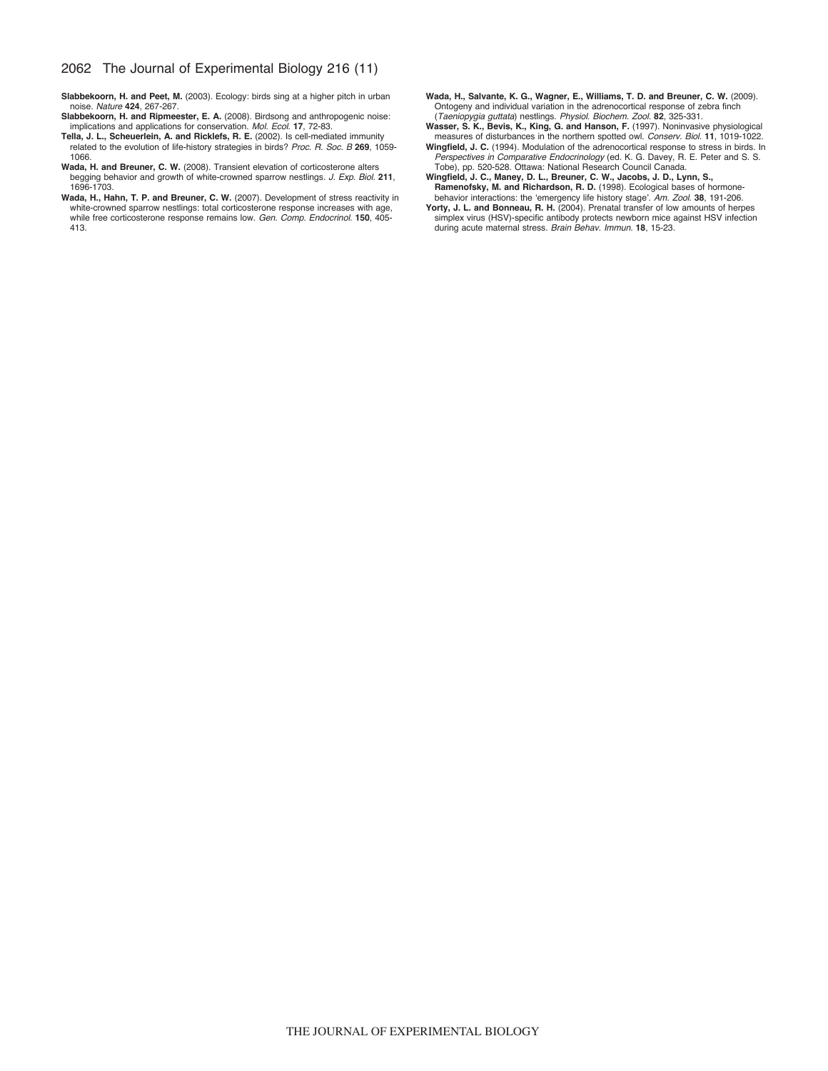**Slabbekoorn, H. and Peet, M.** (2003). Ecology: birds sing at a higher pitch in urban noise. *Nature* **424**, 267-267.

**Slabbekoorn, H. and Ripmeester, E. A.** (2008). Birdsong and anthropogenic noise: implications and applications for conservation. *Mol. Ecol.* **17**, 72-83.

**Tella, J. L., Scheuerlein, A. and Ricklefs, R. E.** (2002). Is cell-mediated immunity related to the evolution of life-history strategies in birds? *Proc. R. Soc. B* **269**, 1059-1066.

**Wada, H. and Breuner, C. W.** (2008). Transient elevation of corticosterone alters begging behavior and growth of white-crowned sparrow nestlings. *J. Exp. Biol.* **211**, 1696-1703.

**Wada, H., Hahn, T. P. and Breuner, C. W.** (2007). Development of stress reactivity in white-crowned sparrow nestlings: total corticosterone response increases with age, while free corticosterone response remains low. *Gen. Comp. Endocrinol.* **150**, 405-413.

**Wada, H., Salvante, K. G., Wagner, E., Williams, T. D. and Breuner, C. W.** (2009). Ontogeny and individual variation in the adrenocortical response of zebra finch (*Taeniopygia guttata*) nestlings. *Physiol. Biochem. Zool.* **82**, 325-331.

**Wasser, S. K., Bevis, K., King, G. and Hanson, F.** (1997). Noninvasive physiological measures of disturbances in the northern spotted owl. *Conserv. Biol.* **11**, 1019-1022.

**Wingfield, J. C.** (1994). Modulation of the adrenocortical response to stress in birds. In *Perspectives in Comparative Endocrinology* (ed. K. G. Davey, R. E. Peter and S. S. Tobe), pp. 520-528. Ottawa: National Research Council Canada.

**Wingfield, J. C., Maney, D. L., Breuner, C. W., Jacobs, J. D., Lynn, S., Ramenofsky, M. and Richardson, R. D.** (1998). Ecological bases of hormone-behavior interactions: the 'emergency life history stage'. *Am. Zool.* **38**, 191-206.

**Yorty, J. L. and Bonneau, R. H.** (2004). Prenatal transfer of low amounts of herpes simplex virus (HSV)-specific antibody protects newborn mice against HSV infection during acute maternal stress. *Brain Behav. Immun.* **18**, 15-23.